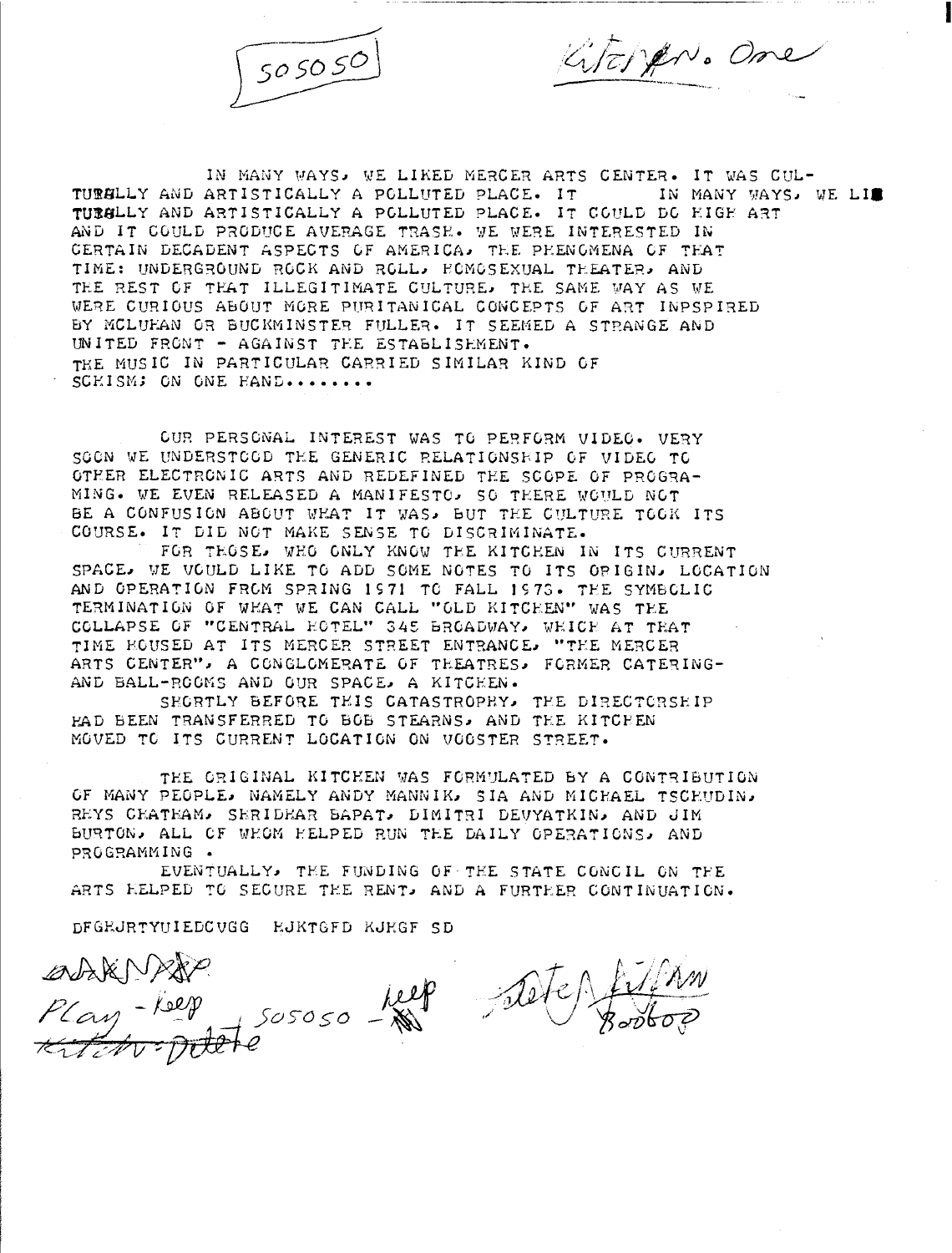505050

Kitchen No. One

IN MANY WAYS, WE LIKED MERCER ARTS CENTER. IT WAS CULTURALLY AND ARTISTICALLY A POLLUTED PLACE. IT IN MANY WAYS, WE LI TURALLY AND ARTISTICALLY A POLLUTED PLACE. IT COULD DO HIGH ART AND IT COULD PRODUCE AVERAGE TRASH. WE WERE INTERESTED IN CERTAIN DECADENT ASPECTS OF AMERICA, THE PHENOMENA OF THAT TIME: UNDERGROUND ROCK AND ROLL, HOMOSEXUAL THEATER, AND THE REST OF THAT ILLEGITIMATE CULTURE, THE SAME WAY AS WE WERE CURIOUS ABOUT MORE PURITANICAL CONCEPTS OF ART INPSPIRED BY MCLUHAN OR BUCKMINSTER FULLER. IT SEEMED A STRANGE AND UNITED FRONT - AGAINST THE ESTABLISHMENT.
THE MUSIC IN PARTICULAR CARRIED SIMILAR KIND OF SCHISM; ON ONE HAND........

OUR PERSONAL INTEREST WAS TO PERFORM VIDEO. VERY SOON WE UNDERSTOOD THE GENERIC RELATIONSHIP OF VIDEO TO OTHER ELECTRONIC ARTS AND REDEFINED THE SCOPE OF PROGRAMING. WE EVEN RELEASED A MANIFESTO, SO THERE WOULD NOT BE A CONFUSION ABOUT WHAT IT WAS, BUT THE CULTURE TOOK ITS COURSE. IT DID NOT MAKE SENSE TO DISCRIMINATE.

FOR THOSE, WHO ONLY KNOW THE KITCHEN IN ITS CURRENT SPACE, WE VOULD LIKE TO ADD SOME NOTES TO ITS ORIGIN, LOCATION AND OPERATION FROM SPRING 1971 TO FALL 1973. THE SYMBOLIC TERMINATION OF WHAT WE CAN CALL "OLD KITCHEN" WAS THE COLLAPSE OF "CENTRAL HOTEL" 345 BROADWAY, WHICH AT THAT TIME HOUSED AT ITS MERCER STREET ENTRANCE, "THE MERCER ARTS CENTER", A CONGLOMERATE OF THEATRES, FORMER CATERING- AND BALL-ROOMS AND OUR SPACE, A KITCHEN.

SHORTLY BEFORE THIS CATASTROPHY, THE DIRECTORSHIP HAD BEEN TRANSFERRED TO BOB STEARNS, AND THE KITCHEN MOVED TO ITS CURRENT LOCATION ON WOOSTER STREET.

THE ORIGINAL KITCHEN WAS FORMULATED BY A CONTRIBUTION OF MANY PEOPLE, NAMELY ANDY MANNIK, SIA AND MICHAEL TSCHUDIN, RHYS CHATHAM, SHRIDHAR BAPAT, DIMITRI DEVYATKIN, AND JIM BURTON, ALL OF WHOM HELPED RUN THE DAILY OPERATIONS, AND PROGRAMMING .

EVENTUALLY, THE FUNDING OF THE STATE CONCIL ON THE ARTS HELPED TO SECURE THE RENT, AND A FURTHER CONTINUATION.

DFGHJRTYUIEDCVGG HJKTGFD KJHGF SD

Play - keep ~~kitchen-delete~~ 505050 - keep Delete 800600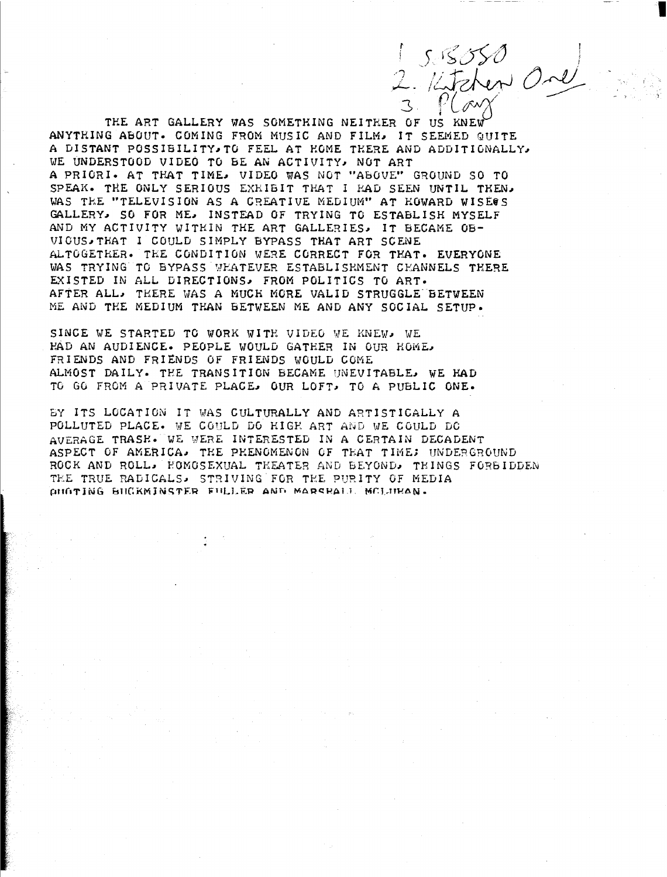1. 55550
2. Kitchen One
3. Play

THE ART GALLERY WAS SOMETHING NEITHER OF US KNEW ANYTHING ABOUT. COMING FROM MUSIC AND FILM, IT SEEMED QUITE A DISTANT POSSIBILITY,TO FEEL AT HOME THERE AND ADDITIONALLY, WE UNDERSTOOD VIDEO TO BE AN ACTIVITY, NOT ART A PRIORI. AT THAT TIME, VIDEO WAS NOT "ABOVE" GROUND SO TO SPEAK. THE ONLY SERIOUS EXHIBIT THAT I HAD SEEN UNTIL THEN, WAS THE "TELEVISION AS A CREATIVE MEDIUM" AT HOWARD WISE@S GALLERY, SO FOR ME, INSTEAD OF TRYING TO ESTABLISH MYSELF AND MY ACTIVITY WITHIN THE ART GALLERIES, IT BECAME OB-VIOUS,THAT I COULD SIMPLY BYPASS THAT ART SCENE ALTOGETHER. THE CONDITION WERE CORRECT FOR THAT. EVERYONE WAS TRYING TO BYPASS WHATEVER ESTABLISHMENT CHANNELS THERE EXISTED IN ALL DIRECTIONS, FROM POLITICS TO ART. AFTER ALL, THERE WAS A MUCH MORE VALID STRUGGLE BETWEEN ME AND THE MEDIUM THAN BETWEEN ME AND ANY SOCIAL SETUP.

SINCE WE STARTED TO WORK WITH VIDEO WE KNEW, WE HAD AN AUDIENCE. PEOPLE WOULD GATHER IN OUR HOME, FRIENDS AND FRIENDS OF FRIENDS WOULD COME ALMOST DAILY. THE TRANSITION BECAME UNEVITABLE, WE HAD TO GO FROM A PRIVATE PLACE, OUR LOFT, TO A PUBLIC ONE.

BY ITS LOCATION IT WAS CULTURALLY AND ARTISTICALLY A POLLUTED PLACE. WE COULD DO HIGH ART AND WE COULD DO AVERAGE TRASH. WE WERE INTERESTED IN A CERTAIN DECADENT ASPECT OF AMERICA, THE PHENOMENON OF THAT TIME; UNDERGROUND ROCK AND ROLL, HOMOSEXUAL THEATER AND BEYOND, THINGS FORBIDDEN THE TRUE RADICALS, STRIVING FOR THE PURITY OF MEDIA QUOTING BUCKMINSTER FULLER AND MARSHALL MCLUHAN.